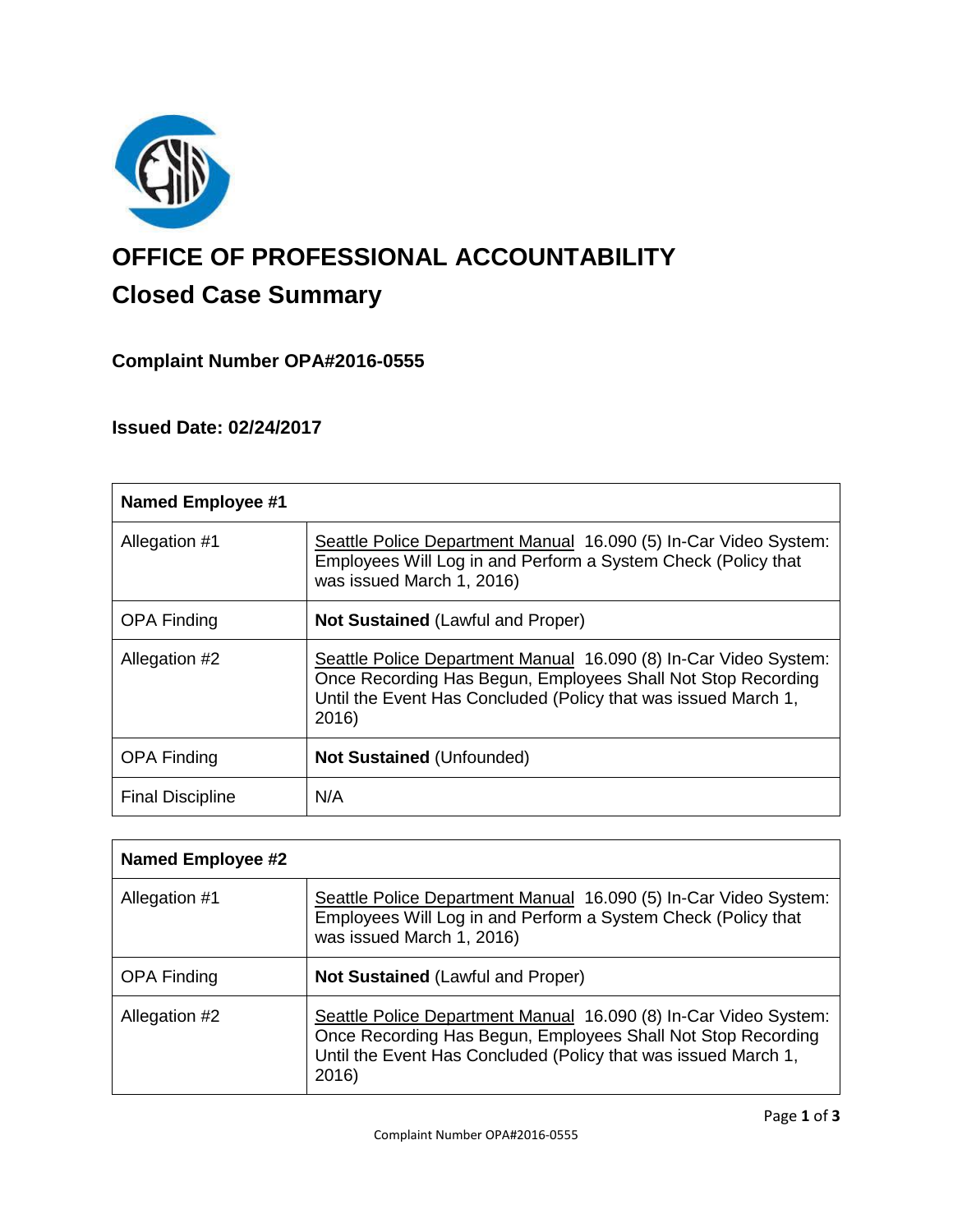# OFFICE OF PROFESSIONAL ACCOUNTABILITY

## Closed Case Summary

### Complaint Number OPA#2016-0555

### Issued Date: 02/24/2017

| **Named Employee #1** | |
|---|---|
| Allegation #1 | Seattle Police Department Manual 16.090 (5) In-Car Video System: Employees Will Log in and Perform a System Check (Policy that was issued March 1, 2016) |
| OPA Finding | **Not Sustained** (Lawful and Proper) |
| Allegation #2 | Seattle Police Department Manual 16.090 (8) In-Car Video System: Once Recording Has Begun, Employees Shall Not Stop Recording Until the Event Has Concluded (Policy that was issued March 1, 2016) |
| OPA Finding | **Not Sustained** (Unfounded) |
| Final Discipline | N/A |

| **Named Employee #2** | |
|---|---|
| Allegation #1 | Seattle Police Department Manual 16.090 (5) In-Car Video System: Employees Will Log in and Perform a System Check (Policy that was issued March 1, 2016) |
| OPA Finding | **Not Sustained** (Lawful and Proper) |
| Allegation #2 | Seattle Police Department Manual 16.090 (8) In-Car Video System: Once Recording Has Begun, Employees Shall Not Stop Recording Until the Event Has Concluded (Policy that was issued March 1, 2016) |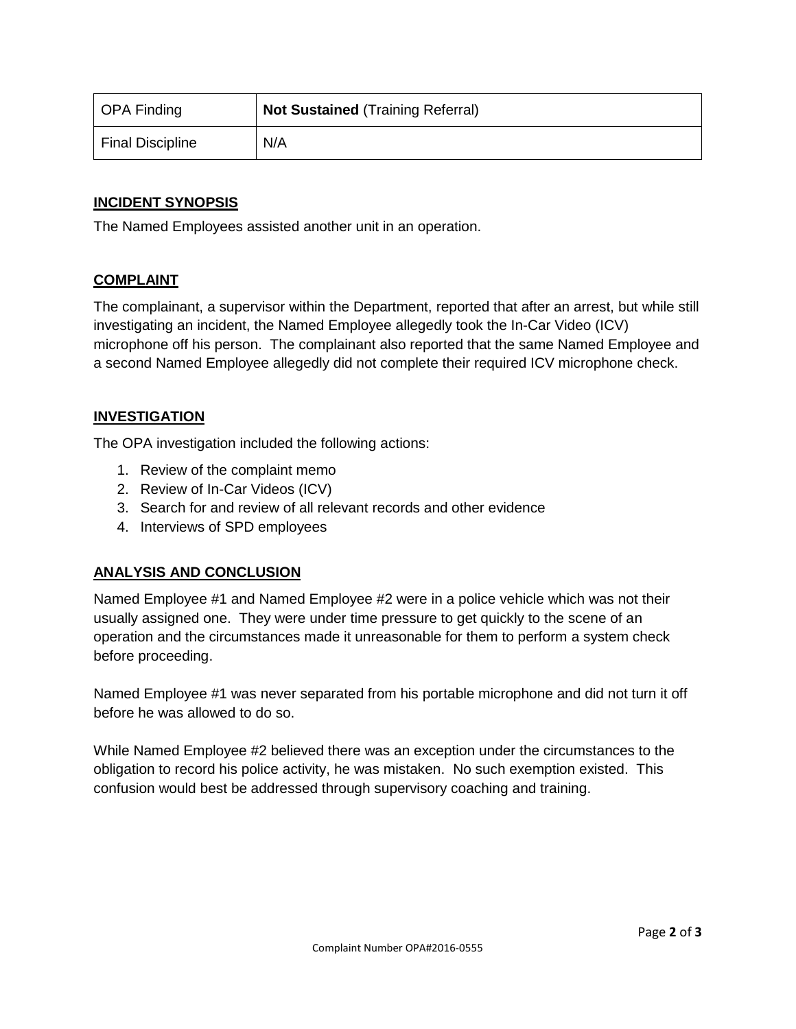| OPA Finding | **Not Sustained** (Training Referral) |
|---|---|
| Final Discipline | N/A |

## INCIDENT SYNOPSIS

The Named Employees assisted another unit in an operation.

## COMPLAINT

The complainant, a supervisor within the Department, reported that after an arrest, but while still investigating an incident, the Named Employee allegedly took the In-Car Video (ICV) microphone off his person. The complainant also reported that the same Named Employee and a second Named Employee allegedly did not complete their required ICV microphone check.

## INVESTIGATION

The OPA investigation included the following actions:

1. Review of the complaint memo
2. Review of In-Car Videos (ICV)
3. Search for and review of all relevant records and other evidence
4. Interviews of SPD employees

## ANALYSIS AND CONCLUSION

Named Employee #1 and Named Employee #2 were in a police vehicle which was not their usually assigned one. They were under time pressure to get quickly to the scene of an operation and the circumstances made it unreasonable for them to perform a system check before proceeding.

Named Employee #1 was never separated from his portable microphone and did not turn it off before he was allowed to do so.

While Named Employee #2 believed there was an exception under the circumstances to the obligation to record his police activity, he was mistaken. No such exemption existed. This confusion would best be addressed through supervisory coaching and training.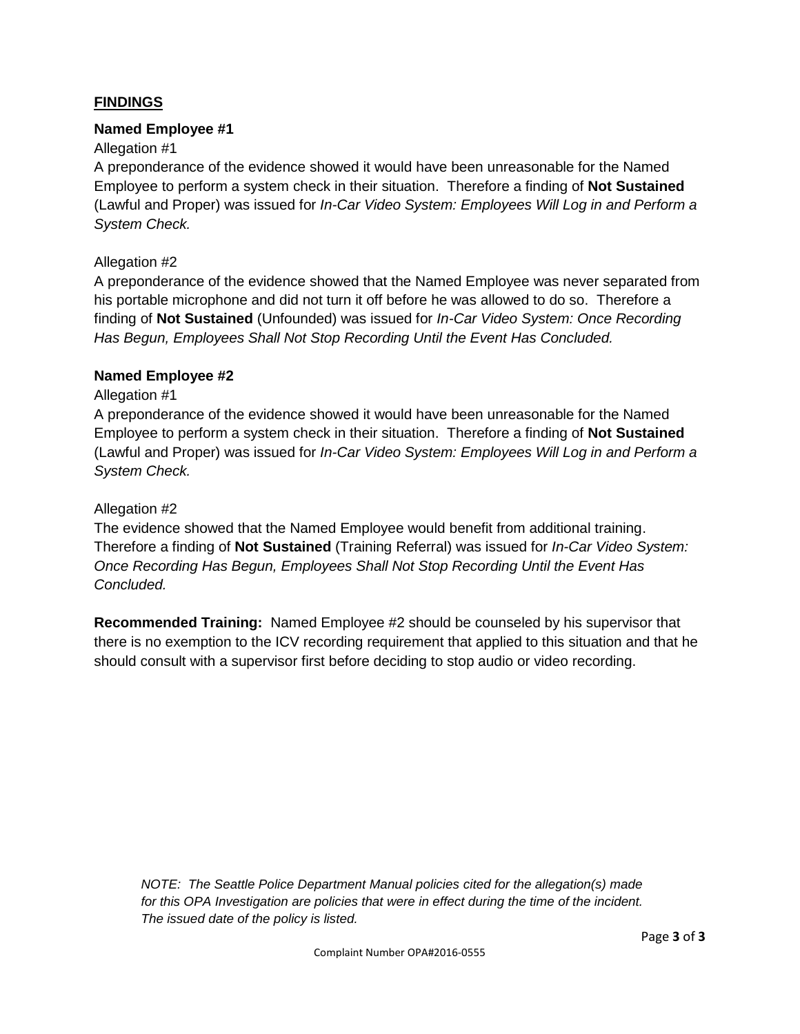## FINDINGS

**Named Employee #1**

Allegation #1

A preponderance of the evidence showed it would have been unreasonable for the Named Employee to perform a system check in their situation. Therefore a finding of **Not Sustained** (Lawful and Proper) was issued for *In-Car Video System: Employees Will Log in and Perform a System Check.*

Allegation #2

A preponderance of the evidence showed that the Named Employee was never separated from his portable microphone and did not turn it off before he was allowed to do so. Therefore a finding of **Not Sustained** (Unfounded) was issued for *In-Car Video System: Once Recording Has Begun, Employees Shall Not Stop Recording Until the Event Has Concluded.*

**Named Employee #2**

Allegation #1

A preponderance of the evidence showed it would have been unreasonable for the Named Employee to perform a system check in their situation. Therefore a finding of **Not Sustained** (Lawful and Proper) was issued for *In-Car Video System: Employees Will Log in and Perform a System Check.*

Allegation #2

The evidence showed that the Named Employee would benefit from additional training. Therefore a finding of **Not Sustained** (Training Referral) was issued for *In-Car Video System: Once Recording Has Begun, Employees Shall Not Stop Recording Until the Event Has Concluded.*

**Recommended Training:** Named Employee #2 should be counseled by his supervisor that there is no exemption to the ICV recording requirement that applied to this situation and that he should consult with a supervisor first before deciding to stop audio or video recording.

*NOTE: The Seattle Police Department Manual policies cited for the allegation(s) made for this OPA Investigation are policies that were in effect during the time of the incident. The issued date of the policy is listed.*

Complaint Number OPA#2016-0555